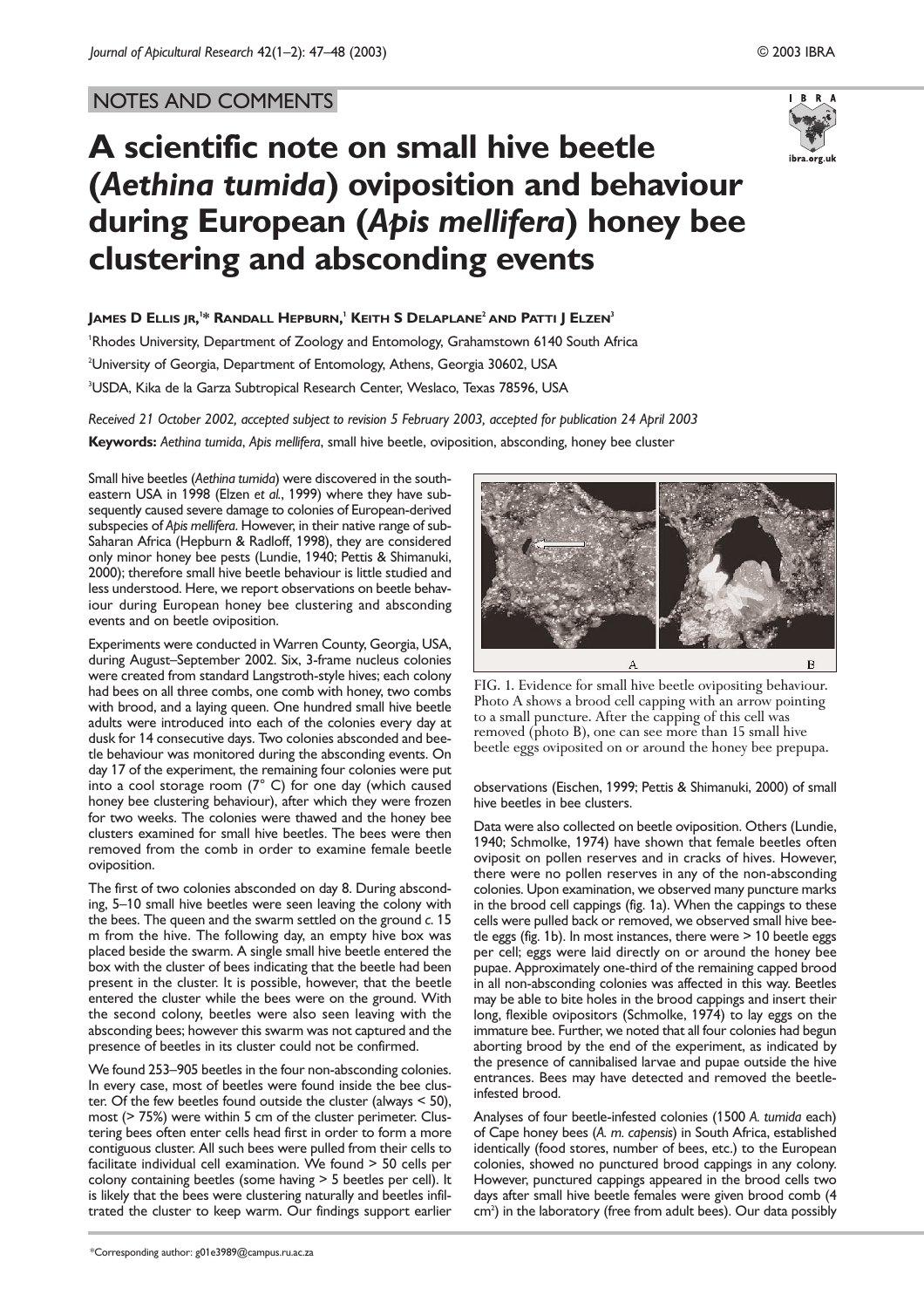NOTES AND COMMENTS

# A scientific note on small hive beetle (*Aethina tumida*) oviposition and behaviour during European (*Apis mellifera*) honey bee clustering and absconding events

**James D Ellis jr,[1]* Randall Hepburn,[1] Keith S Delaplane[2] and Patti J Elzen[3]**

[1]Rhodes University, Department of Zoology and Entomology, Grahamstown 6140 South Africa

[2]University of Georgia, Department of Entomology, Athens, Georgia 30602, USA

[3]USDA, Kika de la Garza Subtropical Research Center, Weslaco, Texas 78596, USA

*Received 21 October 2002, accepted subject to revision 5 February 2003, accepted for publication 24 April 2003*

**Keywords:** *Aethina tumida*, *Apis mellifera*, small hive beetle, oviposition, absconding, honey bee cluster

Small hive beetles (*Aethina tumida*) were discovered in the south-eastern USA in 1998 (Elzen *et al.*, 1999) where they have subsequently caused severe damage to colonies of European-derived subspecies of *Apis mellifera*. However, in their native range of sub-Saharan Africa (Hepburn & Radloff, 1998), they are considered only minor honey bee pests (Lundie, 1940; Pettis & Shimanuki, 2000); therefore small hive beetle behaviour is little studied and less understood. Here, we report observations on beetle behaviour during European honey bee clustering and absconding events and on beetle oviposition.

Experiments were conducted in Warren County, Georgia, USA, during August–September 2002. Six, 3-frame nucleus colonies were created from standard Langstroth-style hives; each colony had bees on all three combs, one comb with honey, two combs with brood, and a laying queen. One hundred small hive beetle adults were introduced into each of the colonies every day at dusk for 14 consecutive days. Two colonies absconded and beetle behaviour was monitored during the absconding events. On day 17 of the experiment, the remaining four colonies were put into a cool storage room (7° C) for one day (which caused honey bee clustering behaviour), after which they were frozen for two weeks. The colonies were thawed and the honey bee clusters examined for small hive beetles. The bees were then removed from the comb in order to examine female beetle oviposition.

The first of two colonies absconded on day 8. During absconding, 5–10 small hive beetles were seen leaving the colony with the bees. The queen and the swarm settled on the ground *c.* 15 m from the hive. The following day, an empty hive box was placed beside the swarm. A single small hive beetle entered the box with the cluster of bees indicating that the beetle had been present in the cluster. It is possible, however, that the beetle entered the cluster while the bees were on the ground. With the second colony, beetles were also seen leaving with the absconding bees; however this swarm was not captured and the presence of beetles in its cluster could not be confirmed.

We found 253–905 beetles in the four non-absconding colonies. In every case, most of beetles were found inside the bee cluster. Of the few beetles found outside the cluster (always < 50), most (> 75%) were within 5 cm of the cluster perimeter. Clustering bees often enter cells head first in order to form a more contiguous cluster. All such bees were pulled from their cells to facilitate individual cell examination. We found > 50 cells per colony containing beetles (some having > 5 beetles per cell). It is likely that the bees were clustering naturally and beetles infiltrated the cluster to keep warm. Our findings support earlier observations (Eischen, 1999; Pettis & Shimanuki, 2000) of small hive beetles in bee clusters.

FIG. 1. Evidence for small hive beetle ovipositing behaviour. Photo A shows a brood cell capping with an arrow pointing to a small puncture. After the capping of this cell was removed (photo B), one can see more than 15 small hive beetle eggs oviposited on or around the honey bee prepupa.

Data were also collected on beetle oviposition. Others (Lundie, 1940; Schmolke, 1974) have shown that female beetles often oviposit on pollen reserves and in cracks of hives. However, there were no pollen reserves in any of the non-absconding colonies. Upon examination, we observed many puncture marks in the brood cell cappings (fig. 1a). When the cappings to these cells were pulled back or removed, we observed small hive beetle eggs (fig. 1b). In most instances, there were > 10 beetle eggs per cell; eggs were laid directly on or around the honey bee pupae. Approximately one-third of the remaining capped brood in all non-absconding colonies was affected in this way. Beetles may be able to bite holes in the brood cappings and insert their long, flexible ovipositors (Schmolke, 1974) to lay eggs on the immature bee. Further, we noted that all four colonies had begun aborting brood by the end of the experiment, as indicated by the presence of cannibalised larvae and pupae outside the hive entrances. Bees may have detected and removed the beetle-infested brood.

Analyses of four beetle-infested colonies (1500 *A. tumida* each) of Cape honey bees (*A. m. capensis*) in South Africa, established identically (food stores, number of bees, etc.) to the European colonies, showed no punctured brood cappings in any colony. However, punctured cappings appeared in the brood cells two days after small hive beetle females were given brood comb (4 $cm^2$) in the laboratory (free from adult bees). Our data possibly

*Corresponding author: g01e3989@campus.ru.ac.za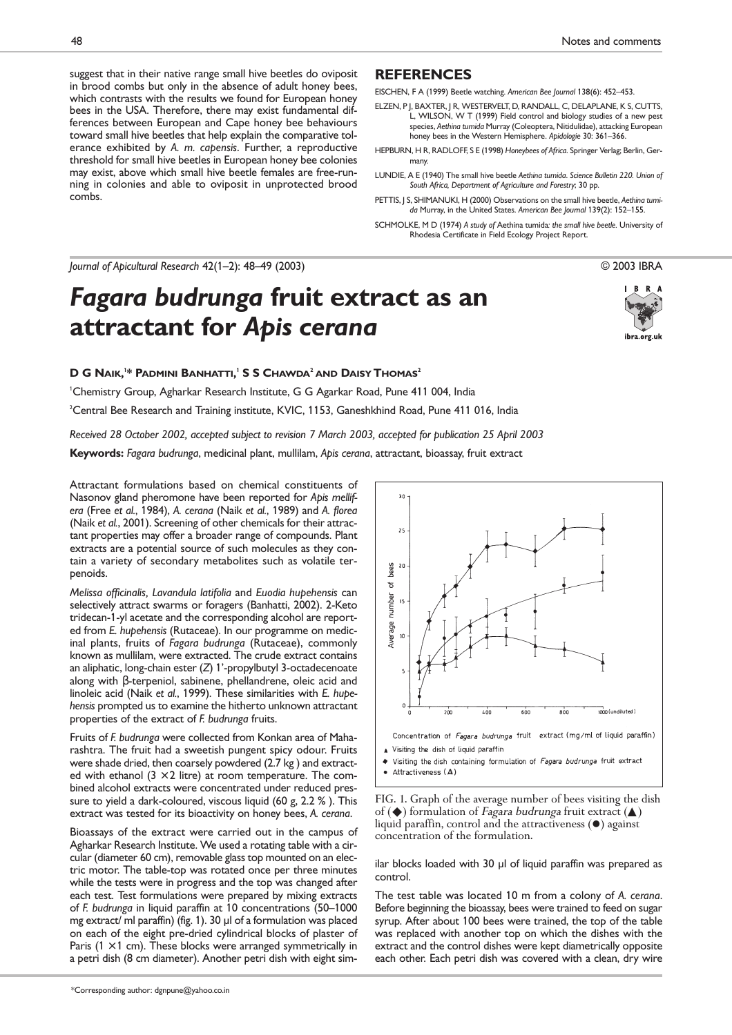suggest that in their native range small hive beetles do oviposit in brood combs but only in the absence of adult honey bees, which contrasts with the results we found for European honey bees in the USA. Therefore, there may exist fundamental differences between European and Cape honey bee behaviours toward small hive beetles that help explain the comparative tolerance exhibited by *A. m. capensis*. Further, a reproductive threshold for small hive beetles in European honey bee colonies may exist, above which small hive beetle females are free-running in colonies and able to oviposit in unprotected brood combs.

## REFERENCES

EISCHEN, F A (1999) Beetle watching. *American Bee Journal* 138(6): 452–453.

ELZEN, P J, BAXTER, J R, WESTERVELT, D, RANDALL, C, DELAPLANE, K S, CUTTS, L, WILSON, W T (1999) Field control and biology studies of a new pest species, *Aethina tumida* Murray (Coleoptera, Nitidulidae), attacking European honey bees in the Western Hemisphere. *Apidologie* 30: 361–366.

HEPBURN, H R, RADLOFF, S E (1998) *Honeybees of Africa*. Springer Verlag; Berlin, Germany.

LUNDIE, A E (1940) The small hive beetle *Aethina tumida*. *Science Bulletin 220. Union of South Africa, Department of Agriculture and Forestry*; 30 pp.

PETTIS, J S, SHIMANUKI, H (2000) Observations on the small hive beetle, *Aethina tumida* Murray, in the United States. *American Bee Journal* 139(2): 152–155.

SCHMOLKE, M D (1974) *A study of* Aethina tumida*: the small hive beetle*. University of Rhodesia Certificate in Field Ecology Project Report.

*Journal of Apicultural Research* 42(1–2): 48–49 (2003) © 2003 IBRA

# *Fagara budrunga* fruit extract as an attractant for *Apis cerana*

**D G NAIK,[1]* PADMINI BANHATTI,[1] S S CHAWDA[2] AND DAISY THOMAS[2]**

[1]Chemistry Group, Agharkar Research Institute, G G Agarkar Road, Pune 411 004, India

[2]Central Bee Research and Training institute, KVIC, 1153, Ganeshkhind Road, Pune 411 016, India

*Received 28 October 2002, accepted subject to revision 7 March 2003, accepted for publication 25 April 2003*

**Keywords:** *Fagara budrunga*, medicinal plant, mullilam, *Apis cerana*, attractant, bioassay, fruit extract

Attractant formulations based on chemical constituents of Nasonov gland pheromone have been reported for *Apis mellifera* (Free *et al.*, 1984), *A. cerana* (Naik *et al.*, 1989) and *A. florea* (Naik *et al.*, 2001). Screening of other chemicals for their attractant properties may offer a broader range of compounds. Plant extracts are a potential source of such molecules as they contain a variety of secondary metabolites such as volatile terpenoids.

*Melissa officinalis, Lavandula latifolia* and *Euodia hupehensis* can selectively attract swarms or foragers (Banhatti, 2002). 2-Keto tridecan-1-yl acetate and the corresponding alcohol are reported from *E. hupehensis* (Rutaceae). In our programme on medicinal plants, fruits of *Fagara budrunga* (Rutaceae), commonly known as mullilam, were extracted. The crude extract contains an aliphatic, long-chain ester (*Z*) 1'-propylbutyl 3-octadecenoate along with β-terpeniol, sabinene, phellandrene, oleic acid and linoleic acid (Naik *et al.*, 1999). These similarities with *E. hupehensis* prompted us to examine the hitherto unknown attractant properties of the extract of *F. budrunga* fruits.

Fruits of *F. budrunga* were collected from Konkan area of Maharashtra. The fruit had a sweetish pungent spicy odour. Fruits were shade dried, then coarsely powdered (2.7 kg ) and extracted with ethanol (3 × 2 litre) at room temperature. The combined alcohol extracts were concentrated under reduced pressure to yield a dark-coloured, viscous liquid (60 g, 2.2 % ). This extract was tested for its bioactivity on honey bees, *A. cerana*.

Bioassays of the extract were carried out in the campus of Agharkar Research Institute. We used a rotating table with a circular (diameter 60 cm), removable glass top mounted on an electric motor. The table-top was rotated once per three minutes while the tests were in progress and the top was changed after each test. Test formulations were prepared by mixing extracts of *F. budrunga* in liquid paraffin at 10 concentrations (50–1000 mg extract/ ml paraffin) (fig. 1). 30 µl of a formulation was placed on each of the eight pre-dried cylindrical blocks of plaster of Paris (1 × 1 cm). These blocks were arranged symmetrically in a petri dish (8 cm diameter). Another petri dish with eight similar blocks loaded with 30 µl of liquid paraffin was prepared as control.

Average number of bees

0 200 400 600 800 1000 (undiluted)

0 5 10 15 20 25 30

Concentration of *Fagara budrunga* fruit extract (mg/ml of liquid paraffin)

▲ Visiting the dish of liquid paraffin

◆ Visiting the dish containing formulation of *Fagara budrunga* fruit extract

● Attractiveness (Δ)

FIG. 1. Graph of the average number of bees visiting the dish of (◆) formulation of *Fagara budrunga* fruit extract (▲) liquid paraffin, control and the attractiveness (●) against concentration of the formulation.

The test table was located 10 m from a colony of *A. cerana*. Before beginning the bioassay, bees were trained to feed on sugar syrup. After about 100 bees were trained, the top of the table was replaced with another top on which the dishes with the extract and the control dishes were kept diametrically opposite each other. Each petri dish was covered with a clean, dry wire

*Corresponding author: dgnpune@yahoo.co.in